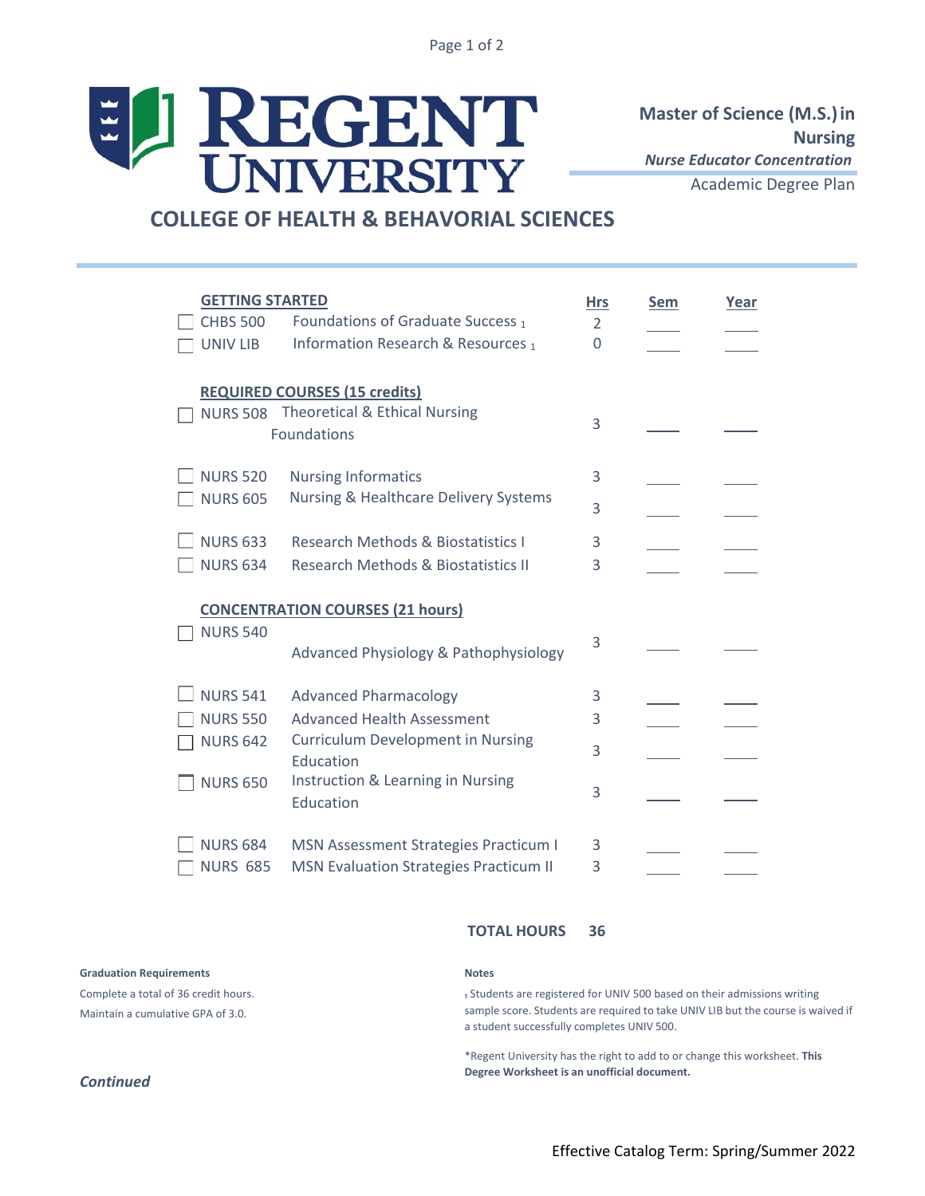# REGENT UNIVERSITY

## COLLEGE OF HEALTH & BEHAVORIAL SCIENCES

**Master of Science (M.S.) in Nursing**

***Nurse Educator Concentration***

Academic Degree Plan

| GETTING STARTED | | Hrs | Sem | Year |
|---|---|---|---|---|
| ☐ CHBS 500 | Foundations of Graduate Success [1] | 2 | ____ | ____ |
| ☐ UNIV LIB | Information Research & Resources [1] | 0 | ____ | ____ |
| **REQUIRED COURSES (15 credits)** | | | | |
| ☐ NURS 508 | Theoretical & Ethical Nursing Foundations | 3 | ____ | ____ |
| ☐ NURS 520 | Nursing Informatics | 3 | ____ | ____ |
| ☐ NURS 605 | Nursing & Healthcare Delivery Systems | 3 | ____ | ____ |
| ☐ NURS 633 | Research Methods & Biostatistics I | 3 | ____ | ____ |
| ☐ NURS 634 | Research Methods & Biostatistics II | 3 | ____ | ____ |
| **CONCENTRATION COURSES (21 hours)** | | | | |
| ☐ NURS 540 | Advanced Physiology & Pathophysiology | 3 | ____ | ____ |
| ☐ NURS 541 | Advanced Pharmacology | 3 | ____ | ____ |
| ☐ NURS 550 | Advanced Health Assessment | 3 | ____ | ____ |
| ☐ NURS 642 | Curriculum Development in Nursing Education | 3 | ____ | ____ |
| ☐ NURS 650 | Instruction & Learning in Nursing Education | 3 | ____ | ____ |
| ☐ NURS 684 | MSN Assessment Strategies Practicum I | 3 | ____ | ____ |
| ☐ NURS 685 | MSN Evaluation Strategies Practicum II | 3 | ____ | ____ |

**TOTAL HOURS 36**

**Graduation Requirements**

Complete a total of 36 credit hours.

Maintain a cumulative GPA of 3.0.

**Notes**

[1] Students are registered for UNIV 500 based on their admissions writing sample score. Students are required to take UNIV LIB but the course is waived if a student successfully completes UNIV 500.

*Regent University has the right to add to or change this worksheet. **This Degree Worksheet is an unofficial document.**

***Continued***

Effective Catalog Term: Spring/Summer 2022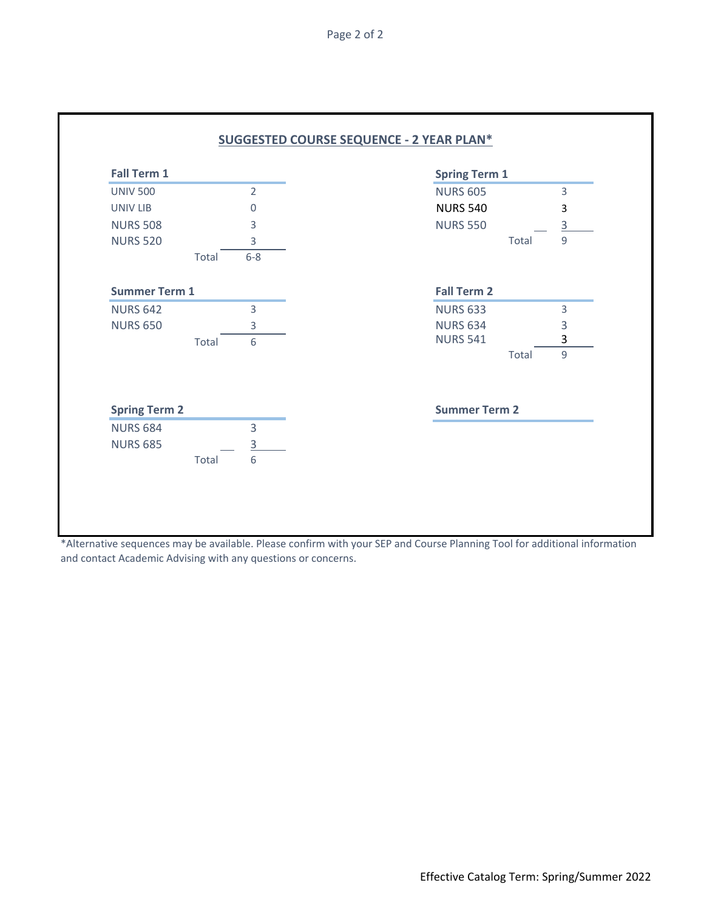## SUGGESTED COURSE SEQUENCE - 2 YEAR PLAN*

### Fall Term 1

| | |
|---|---|
| UNIV 500 | 2 |
| UNIV LIB | 0 |
| NURS 508 | 3 |
| NURS 520 | 3 |
| Total | 6-8 |

### Spring Term 1

| | |
|---|---|
| NURS 605 | 3 |
| NURS 540 | 3 |
| NURS 550 | 3 |
| Total | 9 |

### Summer Term 1

| | |
|---|---|
| NURS 642 | 3 |
| NURS 650 | 3 |
| Total | 6 |

### Fall Term 2

| | |
|---|---|
| NURS 633 | 3 |
| NURS 634 | 3 |
| NURS 541 | 3 |
| Total | 9 |

### Spring Term 2

| | |
|---|---|
| NURS 684 | 3 |
| NURS 685 | 3 |
| Total | 6 |

### Summer Term 2

*Alternative sequences may be available. Please confirm with your SEP and Course Planning Tool for additional information and contact Academic Advising with any questions or concerns.

Effective Catalog Term: Spring/Summer 2022